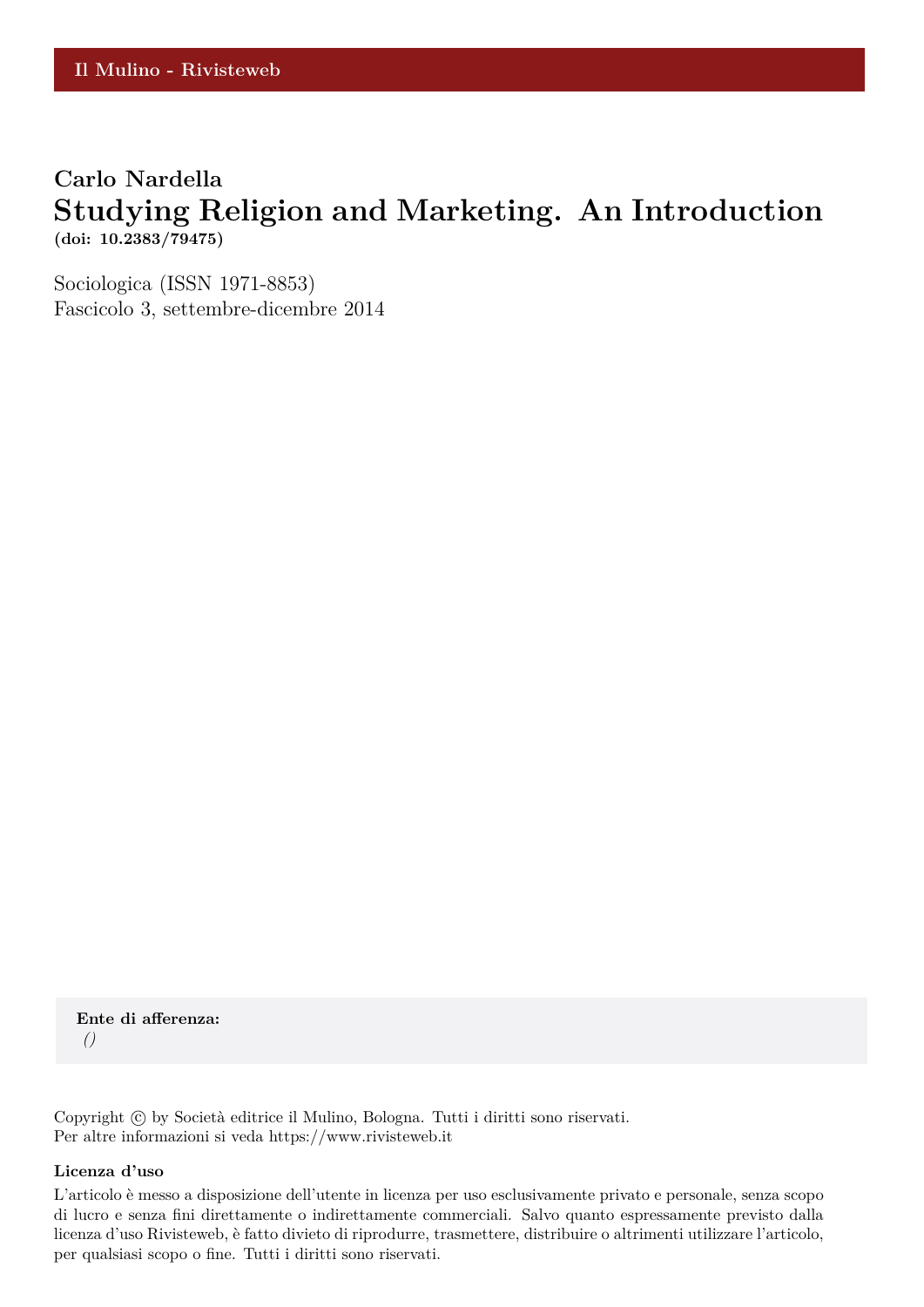Il Mulino - Rivisteweb

**Carlo Nardella**

# Studying Religion and Marketing. An Introduction

**(doi: 10.2383/79475)**

Sociologica (ISSN 1971-8853)
Fascicolo 3, settembre-dicembre 2014

**Ente di afferenza:**
*()*

Copyright © by Società editrice il Mulino, Bologna. Tutti i diritti sono riservati.
Per altre informazioni si veda https://www.rivisteweb.it

**Licenza d'uso**

L'articolo è messo a disposizione dell'utente in licenza per uso esclusivamente privato e personale, senza scopo di lucro e senza fini direttamente o indirettamente commerciali. Salvo quanto espressamente previsto dalla licenza d'uso Rivisteweb, è fatto divieto di riprodurre, trasmettere, distribuire o altrimenti utilizzare l'articolo, per qualsiasi scopo o fine. Tutti i diritti sono riservati.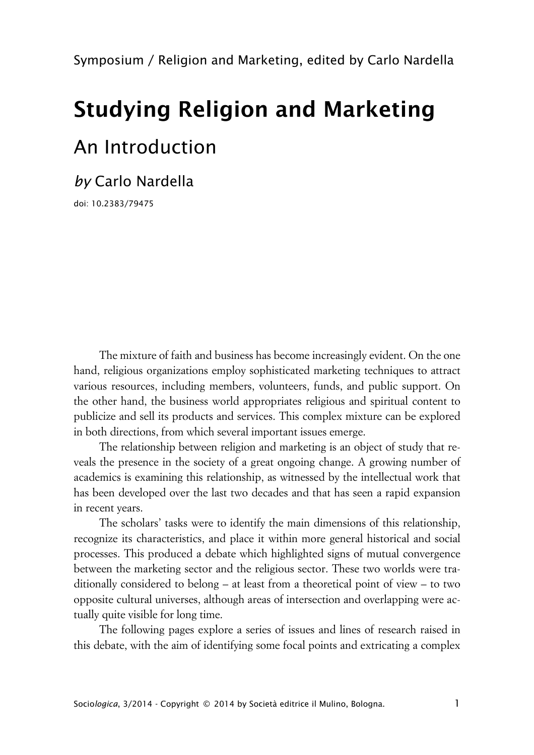Symposium / Religion and Marketing, edited by Carlo Nardella

# Studying Religion and Marketing

## An Introduction

*by* Carlo Nardella

doi: 10.2383/79475

The mixture of faith and business has become increasingly evident. On the one hand, religious organizations employ sophisticated marketing techniques to attract various resources, including members, volunteers, funds, and public support. On the other hand, the business world appropriates religious and spiritual content to publicize and sell its products and services. This complex mixture can be explored in both directions, from which several important issues emerge.

The relationship between religion and marketing is an object of study that reveals the presence in the society of a great ongoing change. A growing number of academics is examining this relationship, as witnessed by the intellectual work that has been developed over the last two decades and that has seen a rapid expansion in recent years.

The scholars' tasks were to identify the main dimensions of this relationship, recognize its characteristics, and place it within more general historical and social processes. This produced a debate which highlighted signs of mutual convergence between the marketing sector and the religious sector. These two worlds were traditionally considered to belong – at least from a theoretical point of view – to two opposite cultural universes, although areas of intersection and overlapping were actually quite visible for long time.

The following pages explore a series of issues and lines of research raised in this debate, with the aim of identifying some focal points and extricating a complex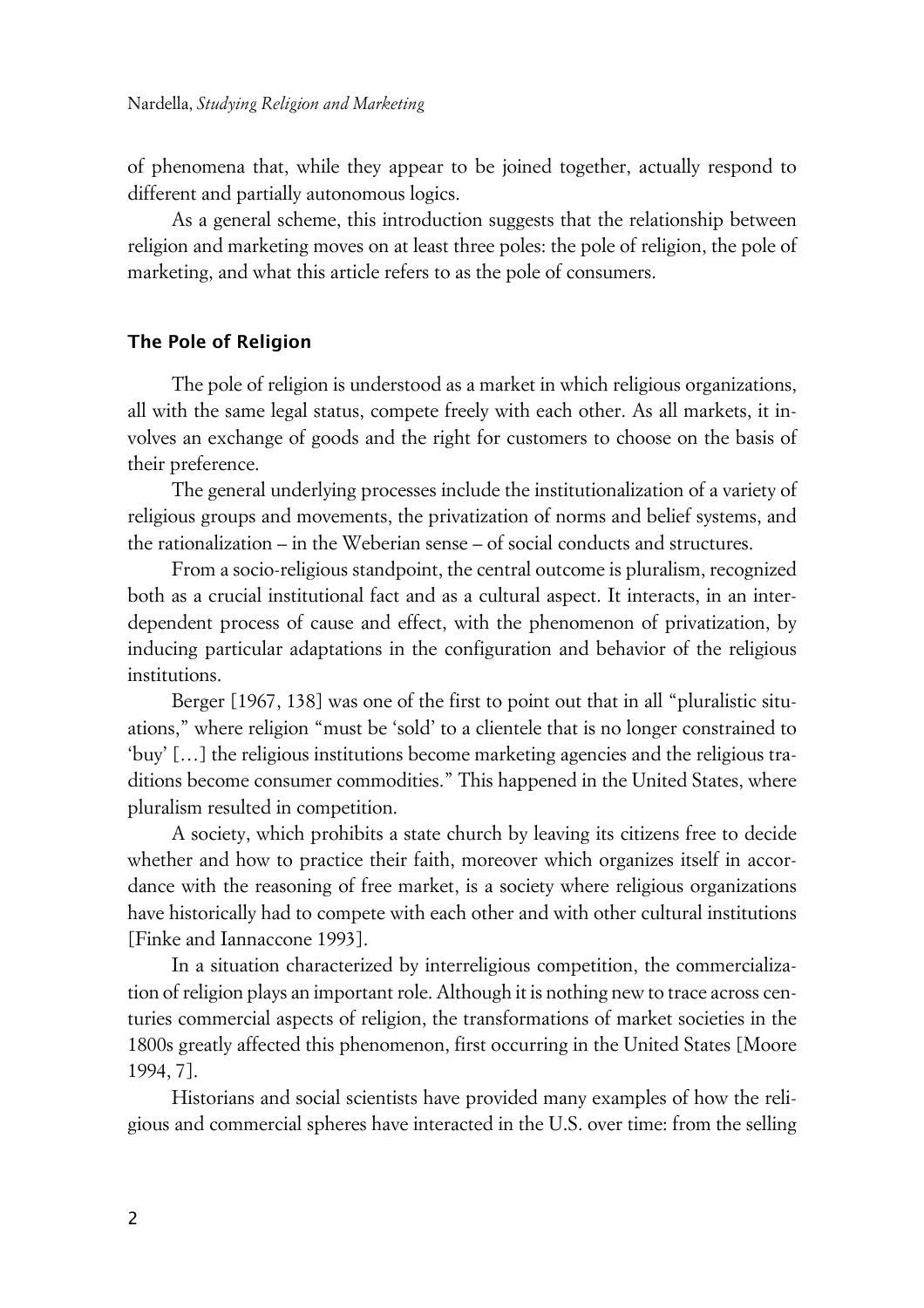of phenomena that, while they appear to be joined together, actually respond to different and partially autonomous logics.

As a general scheme, this introduction suggests that the relationship between religion and marketing moves on at least three poles: the pole of religion, the pole of marketing, and what this article refers to as the pole of consumers.

## The Pole of Religion

The pole of religion is understood as a market in which religious organizations, all with the same legal status, compete freely with each other. As all markets, it involves an exchange of goods and the right for customers to choose on the basis of their preference.

The general underlying processes include the institutionalization of a variety of religious groups and movements, the privatization of norms and belief systems, and the rationalization – in the Weberian sense – of social conducts and structures.

From a socio-religious standpoint, the central outcome is pluralism, recognized both as a crucial institutional fact and as a cultural aspect. It interacts, in an interdependent process of cause and effect, with the phenomenon of privatization, by inducing particular adaptations in the configuration and behavior of the religious institutions.

Berger [1967, 138] was one of the first to point out that in all "pluralistic situations," where religion "must be 'sold' to a clientele that is no longer constrained to 'buy' […] the religious institutions become marketing agencies and the religious traditions become consumer commodities." This happened in the United States, where pluralism resulted in competition.

A society, which prohibits a state church by leaving its citizens free to decide whether and how to practice their faith, moreover which organizes itself in accordance with the reasoning of free market, is a society where religious organizations have historically had to compete with each other and with other cultural institutions [Finke and Iannaccone 1993].

In a situation characterized by interreligious competition, the commercialization of religion plays an important role. Although it is nothing new to trace across centuries commercial aspects of religion, the transformations of market societies in the 1800s greatly affected this phenomenon, first occurring in the United States [Moore 1994, 7].

Historians and social scientists have provided many examples of how the religious and commercial spheres have interacted in the U.S. over time: from the selling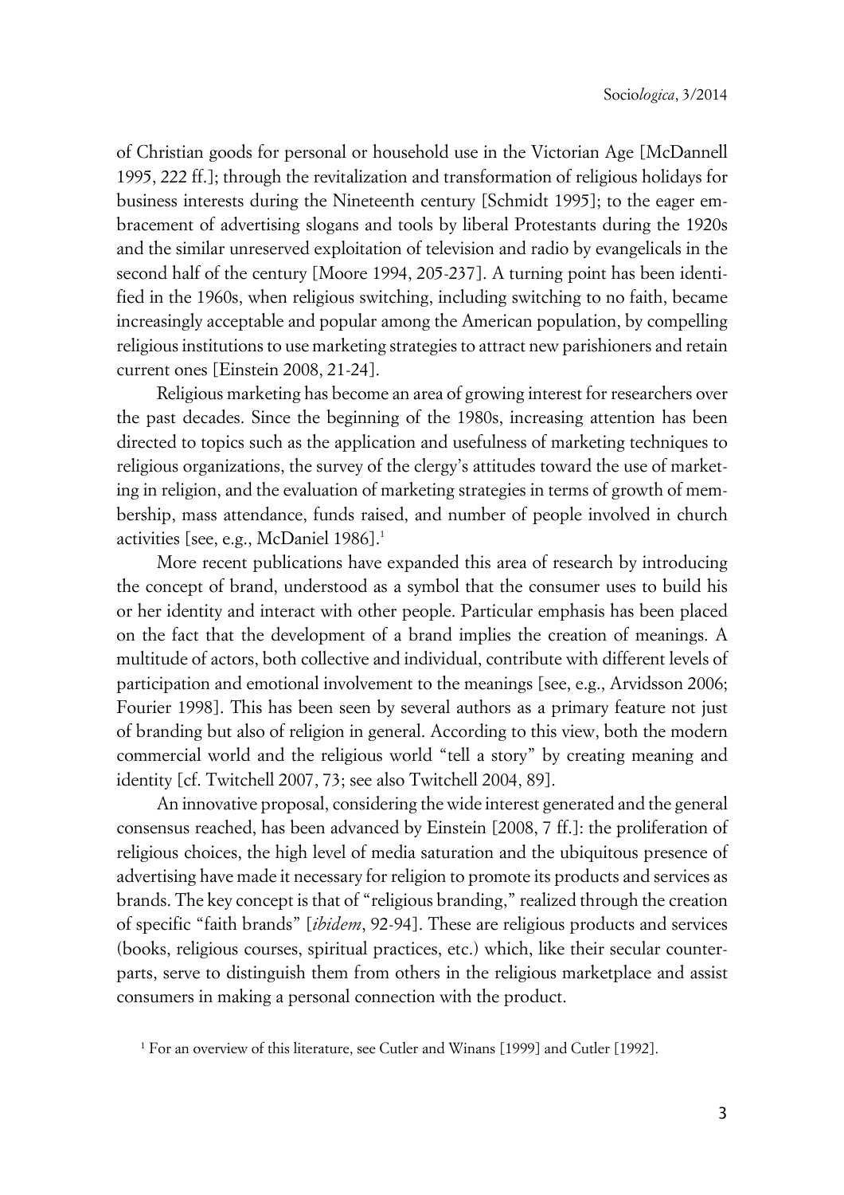of Christian goods for personal or household use in the Victorian Age [McDannell 1995, 222 ff.]; through the revitalization and transformation of religious holidays for business interests during the Nineteenth century [Schmidt 1995]; to the eager embracement of advertising slogans and tools by liberal Protestants during the 1920s and the similar unreserved exploitation of television and radio by evangelicals in the second half of the century [Moore 1994, 205-237]. A turning point has been identified in the 1960s, when religious switching, including switching to no faith, became increasingly acceptable and popular among the American population, by compelling religious institutions to use marketing strategies to attract new parishioners and retain current ones [Einstein 2008, 21-24].

Religious marketing has become an area of growing interest for researchers over the past decades. Since the beginning of the 1980s, increasing attention has been directed to topics such as the application and usefulness of marketing techniques to religious organizations, the survey of the clergy's attitudes toward the use of marketing in religion, and the evaluation of marketing strategies in terms of growth of membership, mass attendance, funds raised, and number of people involved in church activities [see, e.g., McDaniel 1986].[1]

More recent publications have expanded this area of research by introducing the concept of brand, understood as a symbol that the consumer uses to build his or her identity and interact with other people. Particular emphasis has been placed on the fact that the development of a brand implies the creation of meanings. A multitude of actors, both collective and individual, contribute with different levels of participation and emotional involvement to the meanings [see, e.g., Arvidsson 2006; Fourier 1998]. This has been seen by several authors as a primary feature not just of branding but also of religion in general. According to this view, both the modern commercial world and the religious world "tell a story" by creating meaning and identity [cf. Twitchell 2007, 73; see also Twitchell 2004, 89].

An innovative proposal, considering the wide interest generated and the general consensus reached, has been advanced by Einstein [2008, 7 ff.]: the proliferation of religious choices, the high level of media saturation and the ubiquitous presence of advertising have made it necessary for religion to promote its products and services as brands. The key concept is that of "religious branding," realized through the creation of specific "faith brands" [*ibidem*, 92-94]. These are religious products and services (books, religious courses, spiritual practices, etc.) which, like their secular counterparts, serve to distinguish them from others in the religious marketplace and assist consumers in making a personal connection with the product.

[1] For an overview of this literature, see Cutler and Winans [1999] and Cutler [1992].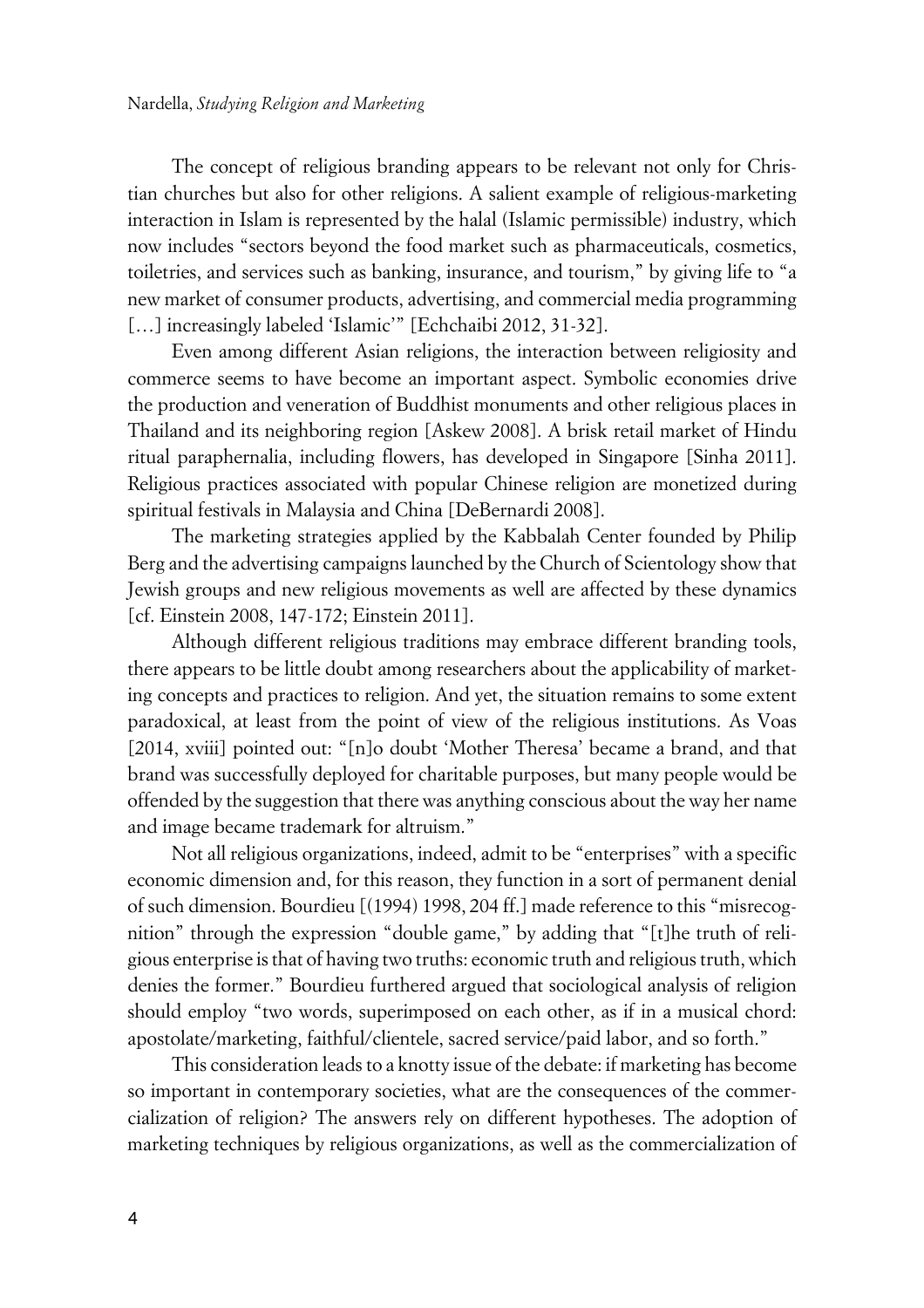The concept of religious branding appears to be relevant not only for Christian churches but also for other religions. A salient example of religious-marketing interaction in Islam is represented by the halal (Islamic permissible) industry, which now includes "sectors beyond the food market such as pharmaceuticals, cosmetics, toiletries, and services such as banking, insurance, and tourism," by giving life to "a new market of consumer products, advertising, and commercial media programming […] increasingly labeled 'Islamic'" [Echchaibi 2012, 31-32].

Even among different Asian religions, the interaction between religiosity and commerce seems to have become an important aspect. Symbolic economies drive the production and veneration of Buddhist monuments and other religious places in Thailand and its neighboring region [Askew 2008]. A brisk retail market of Hindu ritual paraphernalia, including flowers, has developed in Singapore [Sinha 2011]. Religious practices associated with popular Chinese religion are monetized during spiritual festivals in Malaysia and China [DeBernardi 2008].

The marketing strategies applied by the Kabbalah Center founded by Philip Berg and the advertising campaigns launched by the Church of Scientology show that Jewish groups and new religious movements as well are affected by these dynamics [cf. Einstein 2008, 147-172; Einstein 2011].

Although different religious traditions may embrace different branding tools, there appears to be little doubt among researchers about the applicability of marketing concepts and practices to religion. And yet, the situation remains to some extent paradoxical, at least from the point of view of the religious institutions. As Voas [2014, xviii] pointed out: "[n]o doubt 'Mother Theresa' became a brand, and that brand was successfully deployed for charitable purposes, but many people would be offended by the suggestion that there was anything conscious about the way her name and image became trademark for altruism."

Not all religious organizations, indeed, admit to be "enterprises" with a specific economic dimension and, for this reason, they function in a sort of permanent denial of such dimension. Bourdieu [(1994) 1998, 204 ff.] made reference to this "misrecognition" through the expression "double game," by adding that "[t]he truth of religious enterprise is that of having two truths: economic truth and religious truth, which denies the former." Bourdieu furthered argued that sociological analysis of religion should employ "two words, superimposed on each other, as if in a musical chord: apostolate/marketing, faithful/clientele, sacred service/paid labor, and so forth."

This consideration leads to a knotty issue of the debate: if marketing has become so important in contemporary societies, what are the consequences of the commercialization of religion? The answers rely on different hypotheses. The adoption of marketing techniques by religious organizations, as well as the commercialization of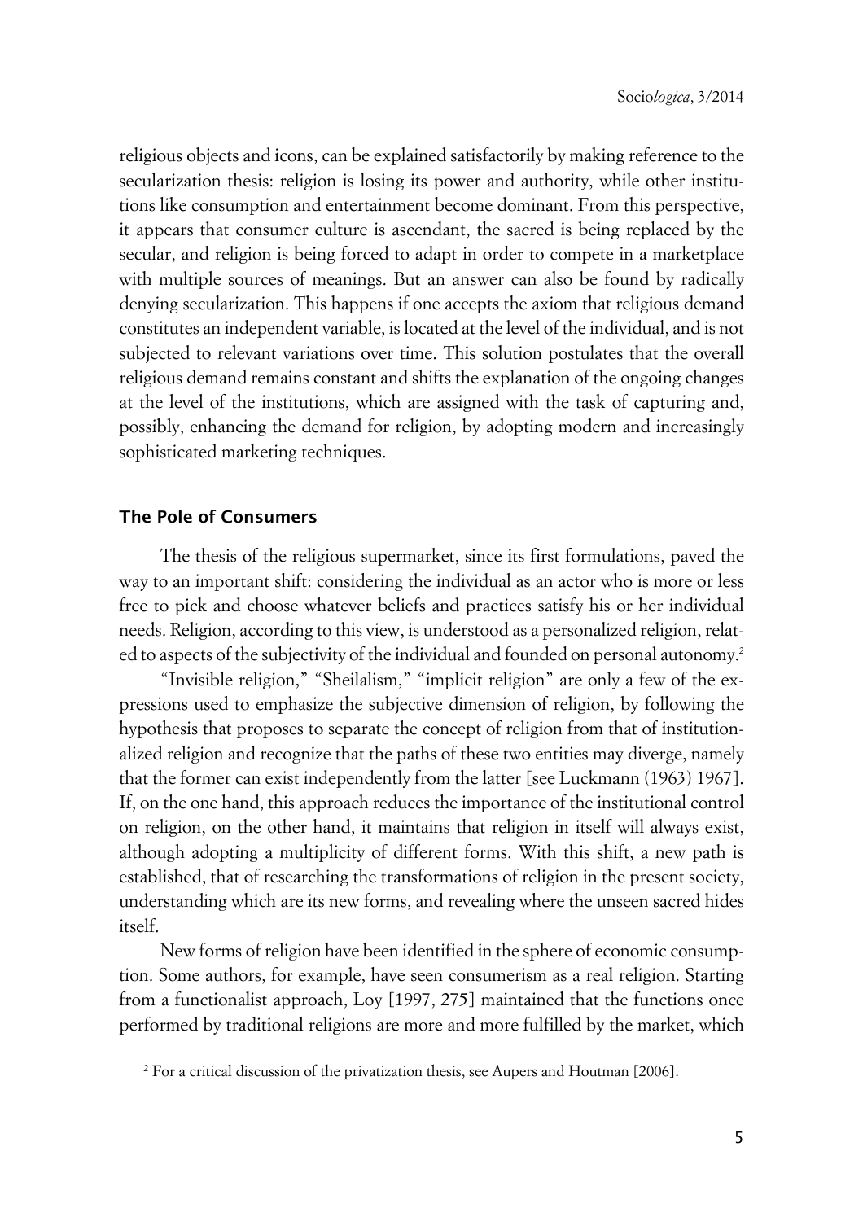religious objects and icons, can be explained satisfactorily by making reference to the secularization thesis: religion is losing its power and authority, while other institutions like consumption and entertainment become dominant. From this perspective, it appears that consumer culture is ascendant, the sacred is being replaced by the secular, and religion is being forced to adapt in order to compete in a marketplace with multiple sources of meanings. But an answer can also be found by radically denying secularization. This happens if one accepts the axiom that religious demand constitutes an independent variable, is located at the level of the individual, and is not subjected to relevant variations over time. This solution postulates that the overall religious demand remains constant and shifts the explanation of the ongoing changes at the level of the institutions, which are assigned with the task of capturing and, possibly, enhancing the demand for religion, by adopting modern and increasingly sophisticated marketing techniques.

## The Pole of Consumers

The thesis of the religious supermarket, since its first formulations, paved the way to an important shift: considering the individual as an actor who is more or less free to pick and choose whatever beliefs and practices satisfy his or her individual needs. Religion, according to this view, is understood as a personalized religion, related to aspects of the subjectivity of the individual and founded on personal autonomy.[2]

"Invisible religion," "Sheilalism," "implicit religion" are only a few of the expressions used to emphasize the subjective dimension of religion, by following the hypothesis that proposes to separate the concept of religion from that of institutionalized religion and recognize that the paths of these two entities may diverge, namely that the former can exist independently from the latter [see Luckmann (1963) 1967]. If, on the one hand, this approach reduces the importance of the institutional control on religion, on the other hand, it maintains that religion in itself will always exist, although adopting a multiplicity of different forms. With this shift, a new path is established, that of researching the transformations of religion in the present society, understanding which are its new forms, and revealing where the unseen sacred hides itself.

New forms of religion have been identified in the sphere of economic consumption. Some authors, for example, have seen consumerism as a real religion. Starting from a functionalist approach, Loy [1997, 275] maintained that the functions once performed by traditional religions are more and more fulfilled by the market, which

[2] For a critical discussion of the privatization thesis, see Aupers and Houtman [2006].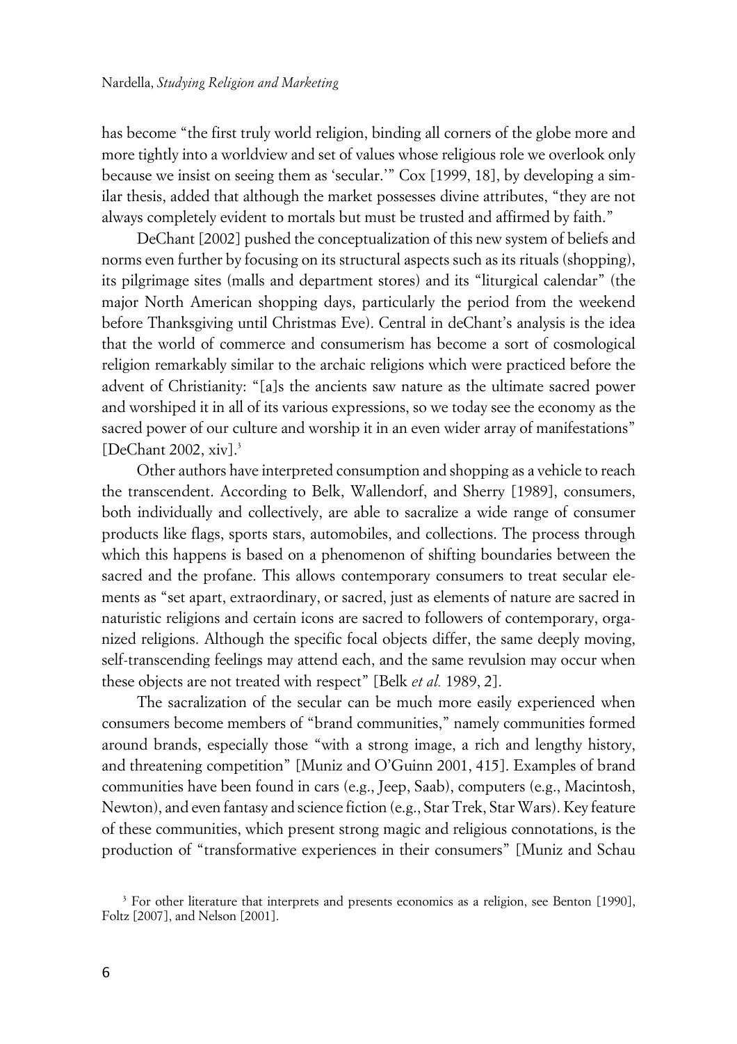has become "the first truly world religion, binding all corners of the globe more and more tightly into a worldview and set of values whose religious role we overlook only because we insist on seeing them as 'secular.'" Cox [1999, 18], by developing a similar thesis, added that although the market possesses divine attributes, "they are not always completely evident to mortals but must be trusted and affirmed by faith."

DeChant [2002] pushed the conceptualization of this new system of beliefs and norms even further by focusing on its structural aspects such as its rituals (shopping), its pilgrimage sites (malls and department stores) and its "liturgical calendar" (the major North American shopping days, particularly the period from the weekend before Thanksgiving until Christmas Eve). Central in deChant's analysis is the idea that the world of commerce and consumerism has become a sort of cosmological religion remarkably similar to the archaic religions which were practiced before the advent of Christianity: "[a]s the ancients saw nature as the ultimate sacred power and worshiped it in all of its various expressions, so we today see the economy as the sacred power of our culture and worship it in an even wider array of manifestations" [DeChant 2002, xiv].[3]

Other authors have interpreted consumption and shopping as a vehicle to reach the transcendent. According to Belk, Wallendorf, and Sherry [1989], consumers, both individually and collectively, are able to sacralize a wide range of consumer products like flags, sports stars, automobiles, and collections. The process through which this happens is based on a phenomenon of shifting boundaries between the sacred and the profane. This allows contemporary consumers to treat secular elements as "set apart, extraordinary, or sacred, just as elements of nature are sacred in naturistic religions and certain icons are sacred to followers of contemporary, organized religions. Although the specific focal objects differ, the same deeply moving, self-transcending feelings may attend each, and the same revulsion may occur when these objects are not treated with respect" [Belk *et al.* 1989, 2].

The sacralization of the secular can be much more easily experienced when consumers become members of "brand communities," namely communities formed around brands, especially those "with a strong image, a rich and lengthy history, and threatening competition" [Muniz and O'Guinn 2001, 415]. Examples of brand communities have been found in cars (e.g., Jeep, Saab), computers (e.g., Macintosh, Newton), and even fantasy and science fiction (e.g., Star Trek, Star Wars). Key feature of these communities, which present strong magic and religious connotations, is the production of "transformative experiences in their consumers" [Muniz and Schau

[3] For other literature that interprets and presents economics as a religion, see Benton [1990], Foltz [2007], and Nelson [2001].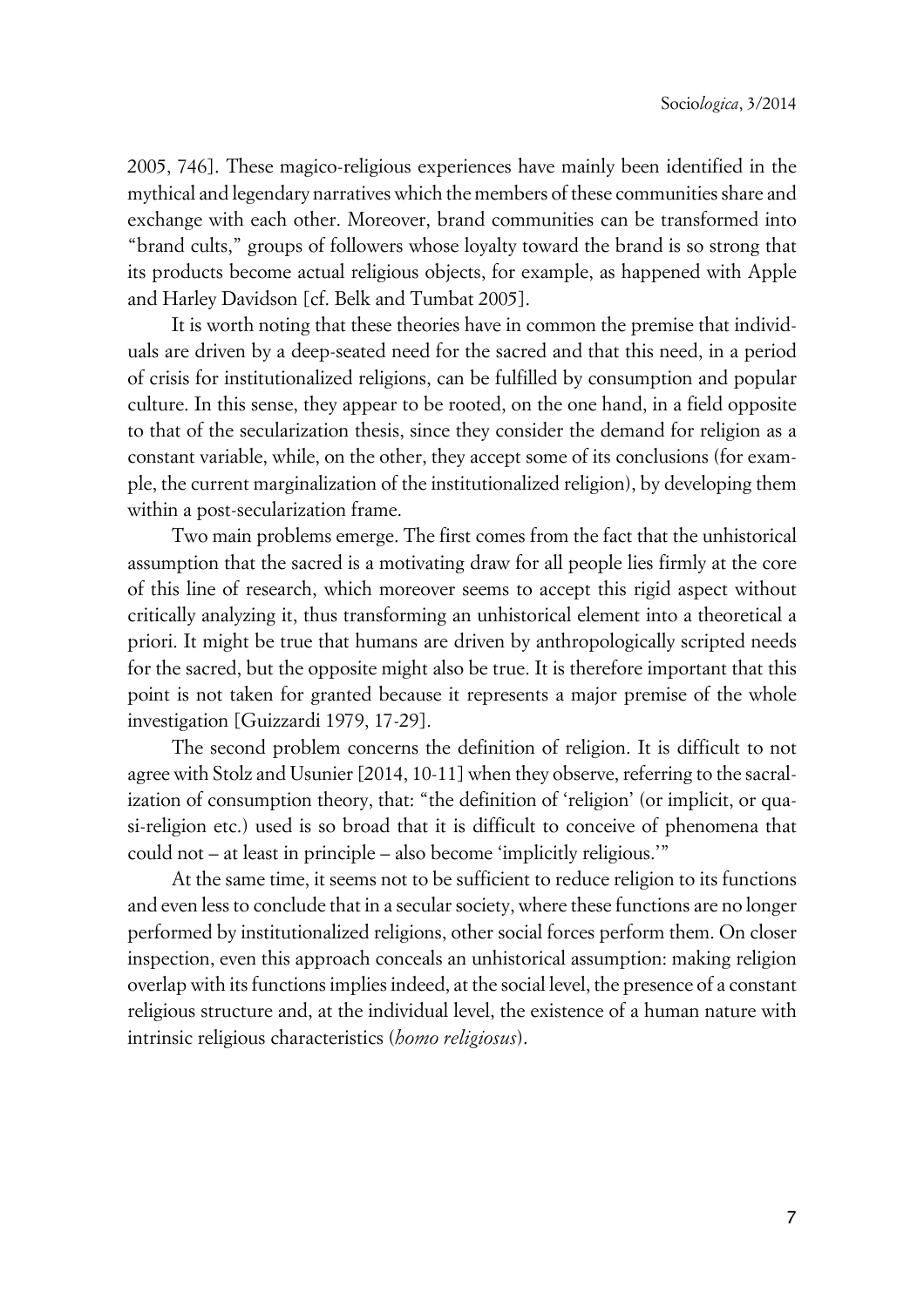2005, 746]. These magico-religious experiences have mainly been identified in the mythical and legendary narratives which the members of these communities share and exchange with each other. Moreover, brand communities can be transformed into "brand cults," groups of followers whose loyalty toward the brand is so strong that its products become actual religious objects, for example, as happened with Apple and Harley Davidson [cf. Belk and Tumbat 2005].

It is worth noting that these theories have in common the premise that individuals are driven by a deep-seated need for the sacred and that this need, in a period of crisis for institutionalized religions, can be fulfilled by consumption and popular culture. In this sense, they appear to be rooted, on the one hand, in a field opposite to that of the secularization thesis, since they consider the demand for religion as a constant variable, while, on the other, they accept some of its conclusions (for example, the current marginalization of the institutionalized religion), by developing them within a post-secularization frame.

Two main problems emerge. The first comes from the fact that the unhistorical assumption that the sacred is a motivating draw for all people lies firmly at the core of this line of research, which moreover seems to accept this rigid aspect without critically analyzing it, thus transforming an unhistorical element into a theoretical a priori. It might be true that humans are driven by anthropologically scripted needs for the sacred, but the opposite might also be true. It is therefore important that this point is not taken for granted because it represents a major premise of the whole investigation [Guizzardi 1979, 17-29].

The second problem concerns the definition of religion. It is difficult to not agree with Stolz and Usunier [2014, 10-11] when they observe, referring to the sacralization of consumption theory, that: "the definition of 'religion' (or implicit, or quasi-religion etc.) used is so broad that it is difficult to conceive of phenomena that could not – at least in principle – also become 'implicitly religious.'"

At the same time, it seems not to be sufficient to reduce religion to its functions and even less to conclude that in a secular society, where these functions are no longer performed by institutionalized religions, other social forces perform them. On closer inspection, even this approach conceals an unhistorical assumption: making religion overlap with its functions implies indeed, at the social level, the presence of a constant religious structure and, at the individual level, the existence of a human nature with intrinsic religious characteristics (*homo religiosus*).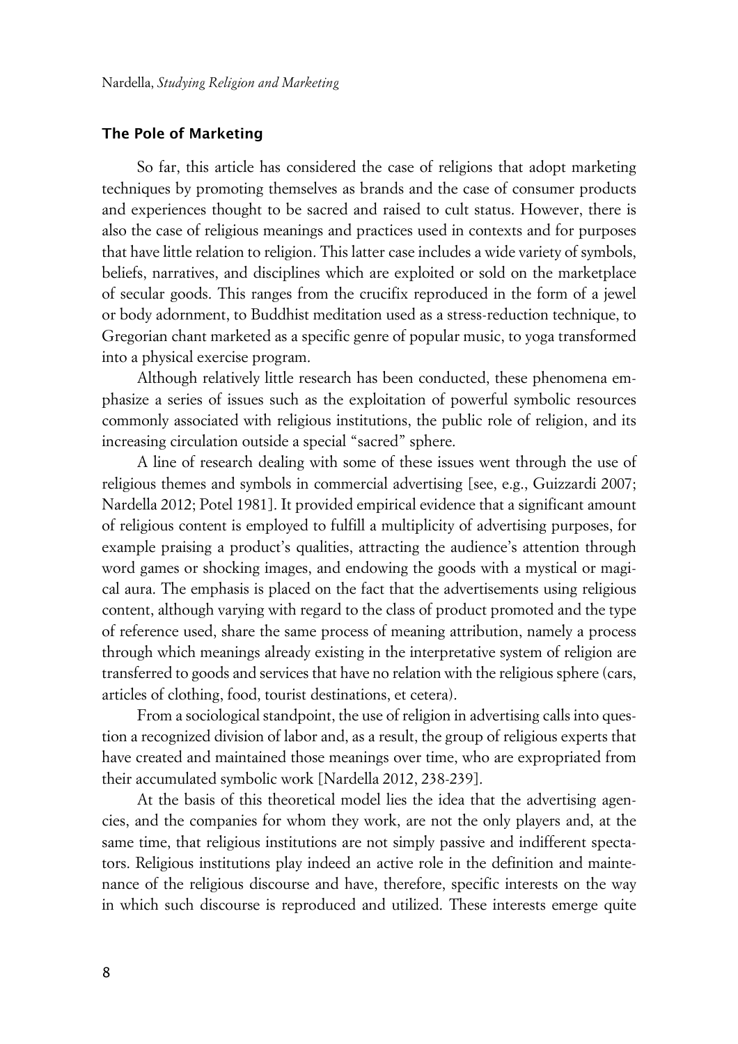## The Pole of Marketing

So far, this article has considered the case of religions that adopt marketing techniques by promoting themselves as brands and the case of consumer products and experiences thought to be sacred and raised to cult status. However, there is also the case of religious meanings and practices used in contexts and for purposes that have little relation to religion. This latter case includes a wide variety of symbols, beliefs, narratives, and disciplines which are exploited or sold on the marketplace of secular goods. This ranges from the crucifix reproduced in the form of a jewel or body adornment, to Buddhist meditation used as a stress-reduction technique, to Gregorian chant marketed as a specific genre of popular music, to yoga transformed into a physical exercise program.

Although relatively little research has been conducted, these phenomena emphasize a series of issues such as the exploitation of powerful symbolic resources commonly associated with religious institutions, the public role of religion, and its increasing circulation outside a special "sacred" sphere.

A line of research dealing with some of these issues went through the use of religious themes and symbols in commercial advertising [see, e.g., Guizzardi 2007; Nardella 2012; Potel 1981]. It provided empirical evidence that a significant amount of religious content is employed to fulfill a multiplicity of advertising purposes, for example praising a product's qualities, attracting the audience's attention through word games or shocking images, and endowing the goods with a mystical or magical aura. The emphasis is placed on the fact that the advertisements using religious content, although varying with regard to the class of product promoted and the type of reference used, share the same process of meaning attribution, namely a process through which meanings already existing in the interpretative system of religion are transferred to goods and services that have no relation with the religious sphere (cars, articles of clothing, food, tourist destinations, et cetera).

From a sociological standpoint, the use of religion in advertising calls into question a recognized division of labor and, as a result, the group of religious experts that have created and maintained those meanings over time, who are expropriated from their accumulated symbolic work [Nardella 2012, 238-239].

At the basis of this theoretical model lies the idea that the advertising agencies, and the companies for whom they work, are not the only players and, at the same time, that religious institutions are not simply passive and indifferent spectators. Religious institutions play indeed an active role in the definition and maintenance of the religious discourse and have, therefore, specific interests on the way in which such discourse is reproduced and utilized. These interests emerge quite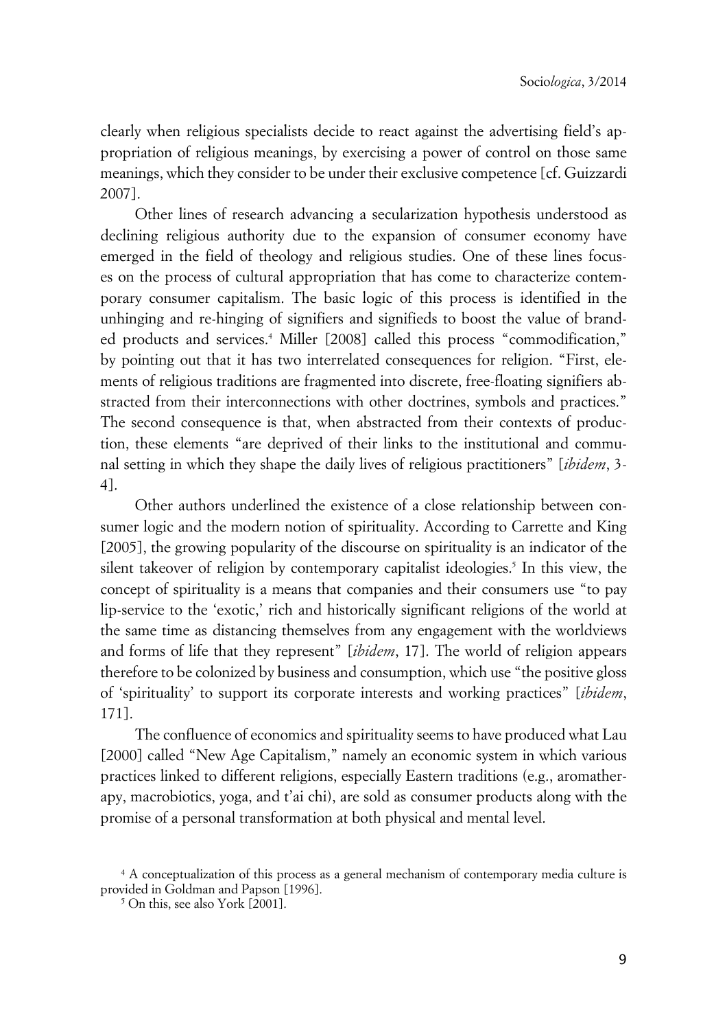clearly when religious specialists decide to react against the advertising field's appropriation of religious meanings, by exercising a power of control on those same meanings, which they consider to be under their exclusive competence [cf. Guizzardi 2007].

Other lines of research advancing a secularization hypothesis understood as declining religious authority due to the expansion of consumer economy have emerged in the field of theology and religious studies. One of these lines focuses on the process of cultural appropriation that has come to characterize contemporary consumer capitalism. The basic logic of this process is identified in the unhinging and re-hinging of signifiers and signifieds to boost the value of branded products and services.[4] Miller [2008] called this process "commodification," by pointing out that it has two interrelated consequences for religion. "First, elements of religious traditions are fragmented into discrete, free-floating signifiers abstracted from their interconnections with other doctrines, symbols and practices." The second consequence is that, when abstracted from their contexts of production, these elements "are deprived of their links to the institutional and communal setting in which they shape the daily lives of religious practitioners" [*ibidem*, 3-4].

Other authors underlined the existence of a close relationship between consumer logic and the modern notion of spirituality. According to Carrette and King [2005], the growing popularity of the discourse on spirituality is an indicator of the silent takeover of religion by contemporary capitalist ideologies.[5] In this view, the concept of spirituality is a means that companies and their consumers use "to pay lip-service to the 'exotic,' rich and historically significant religions of the world at the same time as distancing themselves from any engagement with the worldviews and forms of life that they represent" [*ibidem*, 17]. The world of religion appears therefore to be colonized by business and consumption, which use "the positive gloss of 'spirituality' to support its corporate interests and working practices" [*ibidem*, 171].

The confluence of economics and spirituality seems to have produced what Lau [2000] called "New Age Capitalism," namely an economic system in which various practices linked to different religions, especially Eastern traditions (e.g., aromatherapy, macrobiotics, yoga, and t'ai chi), are sold as consumer products along with the promise of a personal transformation at both physical and mental level.

[4] A conceptualization of this process as a general mechanism of contemporary media culture is provided in Goldman and Papson [1996].

[5] On this, see also York [2001].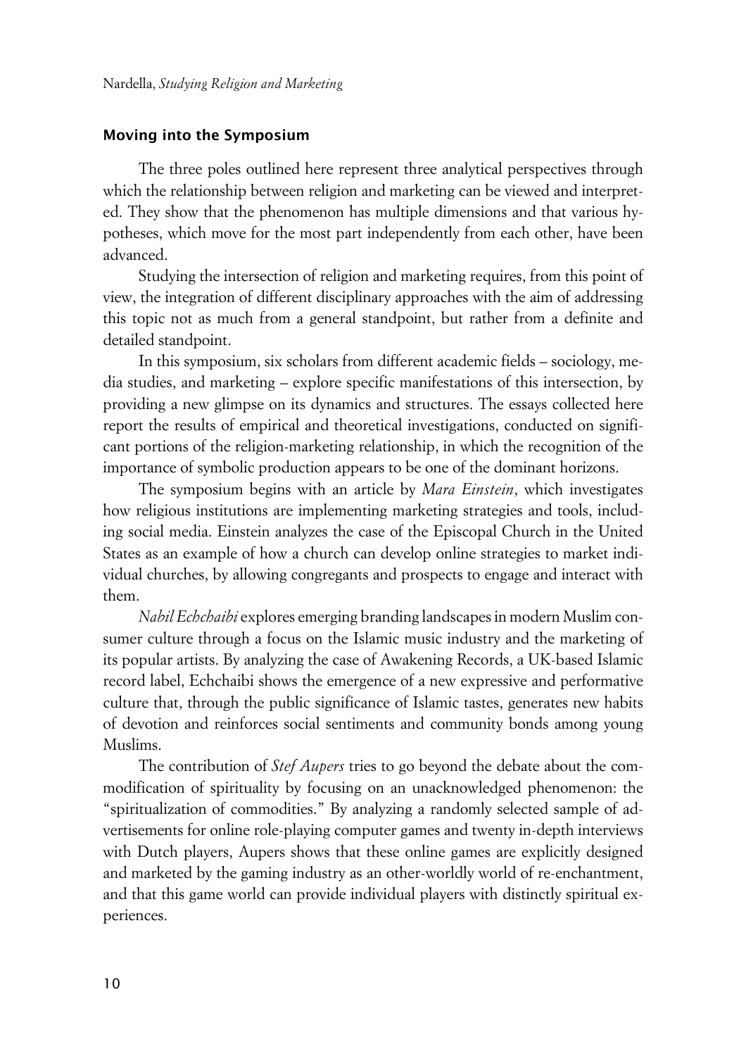### Moving into the Symposium

The three poles outlined here represent three analytical perspectives through which the relationship between religion and marketing can be viewed and interpreted. They show that the phenomenon has multiple dimensions and that various hypotheses, which move for the most part independently from each other, have been advanced.

Studying the intersection of religion and marketing requires, from this point of view, the integration of different disciplinary approaches with the aim of addressing this topic not as much from a general standpoint, but rather from a definite and detailed standpoint.

In this symposium, six scholars from different academic fields – sociology, media studies, and marketing – explore specific manifestations of this intersection, by providing a new glimpse on its dynamics and structures. The essays collected here report the results of empirical and theoretical investigations, conducted on significant portions of the religion-marketing relationship, in which the recognition of the importance of symbolic production appears to be one of the dominant horizons.

The symposium begins with an article by *Mara Einstein*, which investigates how religious institutions are implementing marketing strategies and tools, including social media. Einstein analyzes the case of the Episcopal Church in the United States as an example of how a church can develop online strategies to market individual churches, by allowing congregants and prospects to engage and interact with them.

*Nabil Echchaibi* explores emerging branding landscapes in modern Muslim consumer culture through a focus on the Islamic music industry and the marketing of its popular artists. By analyzing the case of Awakening Records, a UK-based Islamic record label, Echchaibi shows the emergence of a new expressive and performative culture that, through the public significance of Islamic tastes, generates new habits of devotion and reinforces social sentiments and community bonds among young Muslims.

The contribution of *Stef Aupers* tries to go beyond the debate about the commodification of spirituality by focusing on an unacknowledged phenomenon: the "spiritualization of commodities." By analyzing a randomly selected sample of advertisements for online role-playing computer games and twenty in-depth interviews with Dutch players, Aupers shows that these online games are explicitly designed and marketed by the gaming industry as an other-worldly world of re-enchantment, and that this game world can provide individual players with distinctly spiritual experiences.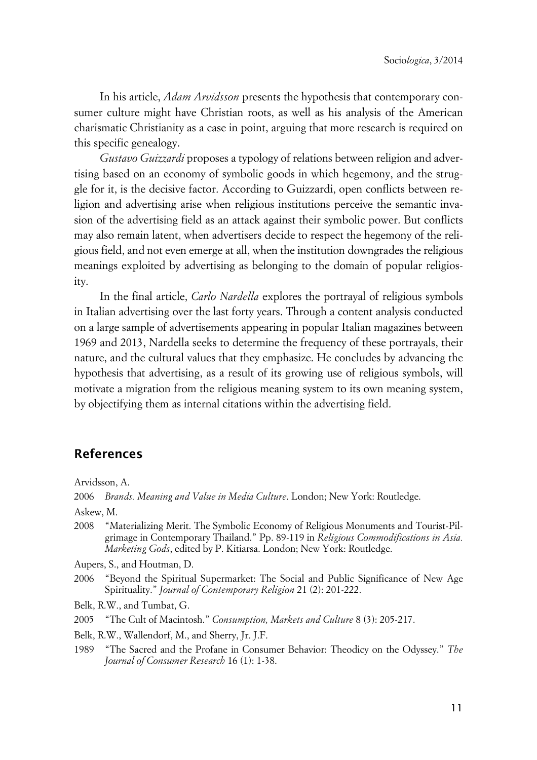In his article, *Adam Arvidsson* presents the hypothesis that contemporary consumer culture might have Christian roots, as well as his analysis of the American charismatic Christianity as a case in point, arguing that more research is required on this specific genealogy.

*Gustavo Guizzardi* proposes a typology of relations between religion and advertising based on an economy of symbolic goods in which hegemony, and the struggle for it, is the decisive factor. According to Guizzardi, open conflicts between religion and advertising arise when religious institutions perceive the semantic invasion of the advertising field as an attack against their symbolic power. But conflicts may also remain latent, when advertisers decide to respect the hegemony of the religious field, and not even emerge at all, when the institution downgrades the religious meanings exploited by advertising as belonging to the domain of popular religiosity.

In the final article, *Carlo Nardella* explores the portrayal of religious symbols in Italian advertising over the last forty years. Through a content analysis conducted on a large sample of advertisements appearing in popular Italian magazines between 1969 and 2013, Nardella seeks to determine the frequency of these portrayals, their nature, and the cultural values that they emphasize. He concludes by advancing the hypothesis that advertising, as a result of its growing use of religious symbols, will motivate a migration from the religious meaning system to its own meaning system, by objectifying them as internal citations within the advertising field.

## References

Arvidsson, A.

2006 *Brands. Meaning and Value in Media Culture*. London; New York: Routledge.

Askew, M.

2008 "Materializing Merit. The Symbolic Economy of Religious Monuments and Tourist-Pilgrimage in Contemporary Thailand." Pp. 89-119 in *Religious Commodifications in Asia. Marketing Gods*, edited by P. Kitiarsa. London; New York: Routledge.

Aupers, S., and Houtman, D.

2006 "Beyond the Spiritual Supermarket: The Social and Public Significance of New Age Spirituality." *Journal of Contemporary Religion* 21 (2): 201-222.

Belk, R.W., and Tumbat, G.

2005 "The Cult of Macintosh." *Consumption, Markets and Culture* 8 (3): 205-217.

Belk, R.W., Wallendorf, M., and Sherry, Jr. J.F.

1989 "The Sacred and the Profane in Consumer Behavior: Theodicy on the Odyssey." *The Journal of Consumer Research* 16 (1): 1-38.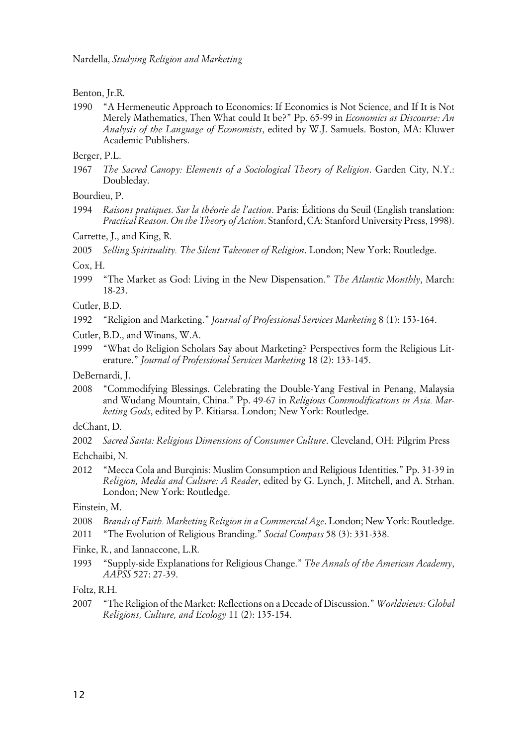Benton, Jr.R.

1990 "A Hermeneutic Approach to Economics: If Economics is Not Science, and If It is Not Merely Mathematics, Then What could It be?" Pp. 65-99 in *Economics as Discourse: An Analysis of the Language of Economists*, edited by W.J. Samuels. Boston, MA: Kluwer Academic Publishers.

Berger, P.L.

1967 *The Sacred Canopy: Elements of a Sociological Theory of Religion*. Garden City, N.Y.: Doubleday.

Bourdieu, P.

1994 *Raisons pratiques. Sur la théorie de l'action*. Paris: Éditions du Seuil (English translation: *Practical Reason. On the Theory of Action*. Stanford, CA: Stanford University Press, 1998).

Carrette, J., and King, R.

2005 *Selling Spirituality. The Silent Takeover of Religion*. London; New York: Routledge.

Cox, H.

1999 "The Market as God: Living in the New Dispensation." *The Atlantic Monthly*, March: 18-23.

Cutler, B.D.

1992 "Religion and Marketing." *Journal of Professional Services Marketing* 8 (1): 153-164.

Cutler, B.D., and Winans, W.A.

1999 "What do Religion Scholars Say about Marketing? Perspectives form the Religious Literature." *Journal of Professional Services Marketing* 18 (2): 133-145.

DeBernardi, J.

2008 "Commodifying Blessings. Celebrating the Double-Yang Festival in Penang, Malaysia and Wudang Mountain, China." Pp. 49-67 in *Religious Commodifications in Asia. Marketing Gods*, edited by P. Kitiarsa. London; New York: Routledge.

deChant, D.

2002 *Sacred Santa: Religious Dimensions of Consumer Culture*. Cleveland, OH: Pilgrim Press

Echchaibi, N.

2012 "Mecca Cola and Burqinis: Muslim Consumption and Religious Identities." Pp. 31-39 in *Religion, Media and Culture: A Reader*, edited by G. Lynch, J. Mitchell, and A. Strhan. London; New York: Routledge.

Einstein, M.

2008 *Brands of Faith. Marketing Religion in a Commercial Age*. London; New York: Routledge.

2011 "The Evolution of Religious Branding." *Social Compass* 58 (3): 331-338.

Finke, R., and Iannaccone, L.R.

1993 "Supply-side Explanations for Religious Change." *The Annals of the American Academy*, *AAPSS* 527: 27-39.

Foltz, R.H.

2007 "The Religion of the Market: Reflections on a Decade of Discussion." *Worldviews: Global Religions, Culture, and Ecology* 11 (2): 135-154.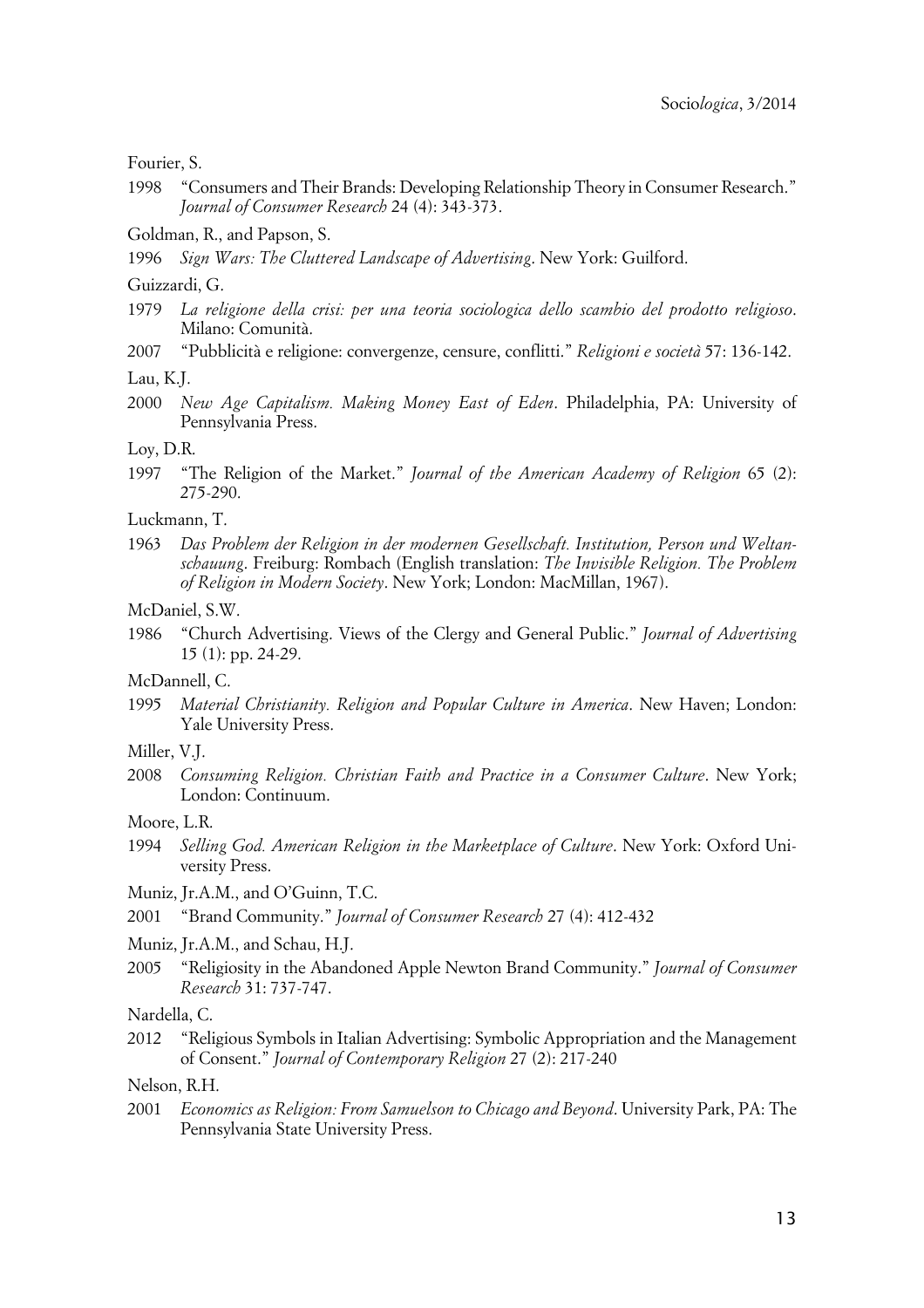Fourier, S.

1998 “Consumers and Their Brands: Developing Relationship Theory in Consumer Research.” *Journal of Consumer Research* 24 (4): 343-373.

Goldman, R., and Papson, S.

1996 *Sign Wars: The Cluttered Landscape of Advertising*. New York: Guilford.

Guizzardi, G.

1979 *La religione della crisi: per una teoria sociologica dello scambio del prodotto religioso*. Milano: Comunità.

2007 “Pubblicità e religione: convergenze, censure, conflitti.” *Religioni e società* 57: 136-142.

Lau, K.J.

2000 *New Age Capitalism. Making Money East of Eden*. Philadelphia, PA: University of Pennsylvania Press.

Loy, D.R.

1997 “The Religion of the Market.” *Journal of the American Academy of Religion* 65 (2): 275-290.

Luckmann, T.

1963 *Das Problem der Religion in der modernen Gesellschaft. Institution, Person und Weltanschauung*. Freiburg: Rombach (English translation: *The Invisible Religion. The Problem of Religion in Modern Society*. New York; London: MacMillan, 1967).

McDaniel, S.W.

1986 “Church Advertising. Views of the Clergy and General Public.” *Journal of Advertising* 15 (1): pp. 24-29.

McDannell, C.

1995 *Material Christianity. Religion and Popular Culture in America*. New Haven; London: Yale University Press.

Miller, V.J.

2008 *Consuming Religion. Christian Faith and Practice in a Consumer Culture*. New York; London: Continuum.

Moore, L.R.

1994 *Selling God. American Religion in the Marketplace of Culture*. New York: Oxford University Press.

Muniz, Jr.A.M., and O’Guinn, T.C.

2001 “Brand Community.” *Journal of Consumer Research* 27 (4): 412-432

Muniz, Jr.A.M., and Schau, H.J.

2005 “Religiosity in the Abandoned Apple Newton Brand Community.” *Journal of Consumer Research* 31: 737-747.

Nardella, C.

2012 “Religious Symbols in Italian Advertising: Symbolic Appropriation and the Management of Consent.” *Journal of Contemporary Religion* 27 (2): 217-240

Nelson, R.H.

2001 *Economics as Religion: From Samuelson to Chicago and Beyond*. University Park, PA: The Pennsylvania State University Press.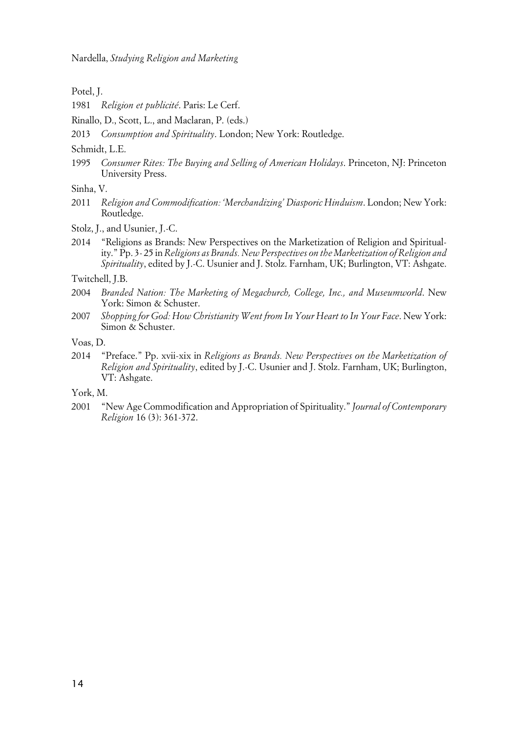Potel, J.

1981 *Religion et publicité*. Paris: Le Cerf.

Rinallo, D., Scott, L., and Maclaran, P. (eds.)

2013 *Consumption and Spirituality*. London; New York: Routledge.

Schmidt, L.E.

1995 *Consumer Rites: The Buying and Selling of American Holidays*. Princeton, NJ: Princeton University Press.

Sinha, V.

2011 *Religion and Commodification: 'Merchandizing' Diasporic Hinduism*. London; New York: Routledge.

Stolz, J., and Usunier, J.-C.

2014 "Religions as Brands: New Perspectives on the Marketization of Religion and Spirituality." Pp. 3-25 in *Religions as Brands. New Perspectives on the Marketization of Religion and Spirituality*, edited by J.-C. Usunier and J. Stolz. Farnham, UK; Burlington, VT: Ashgate.

Twitchell, J.B.

2004 *Branded Nation: The Marketing of Megachurch, College, Inc., and Museumworld*. New York: Simon & Schuster.

2007 *Shopping for God: How Christianity Went from In Your Heart to In Your Face*. New York: Simon & Schuster.

Voas, D.

2014 "Preface." Pp. xvii-xix in *Religions as Brands. New Perspectives on the Marketization of Religion and Spirituality*, edited by J.-C. Usunier and J. Stolz. Farnham, UK; Burlington, VT: Ashgate.

York, M.

2001 "New Age Commodification and Appropriation of Spirituality." *Journal of Contemporary Religion* 16 (3): 361-372.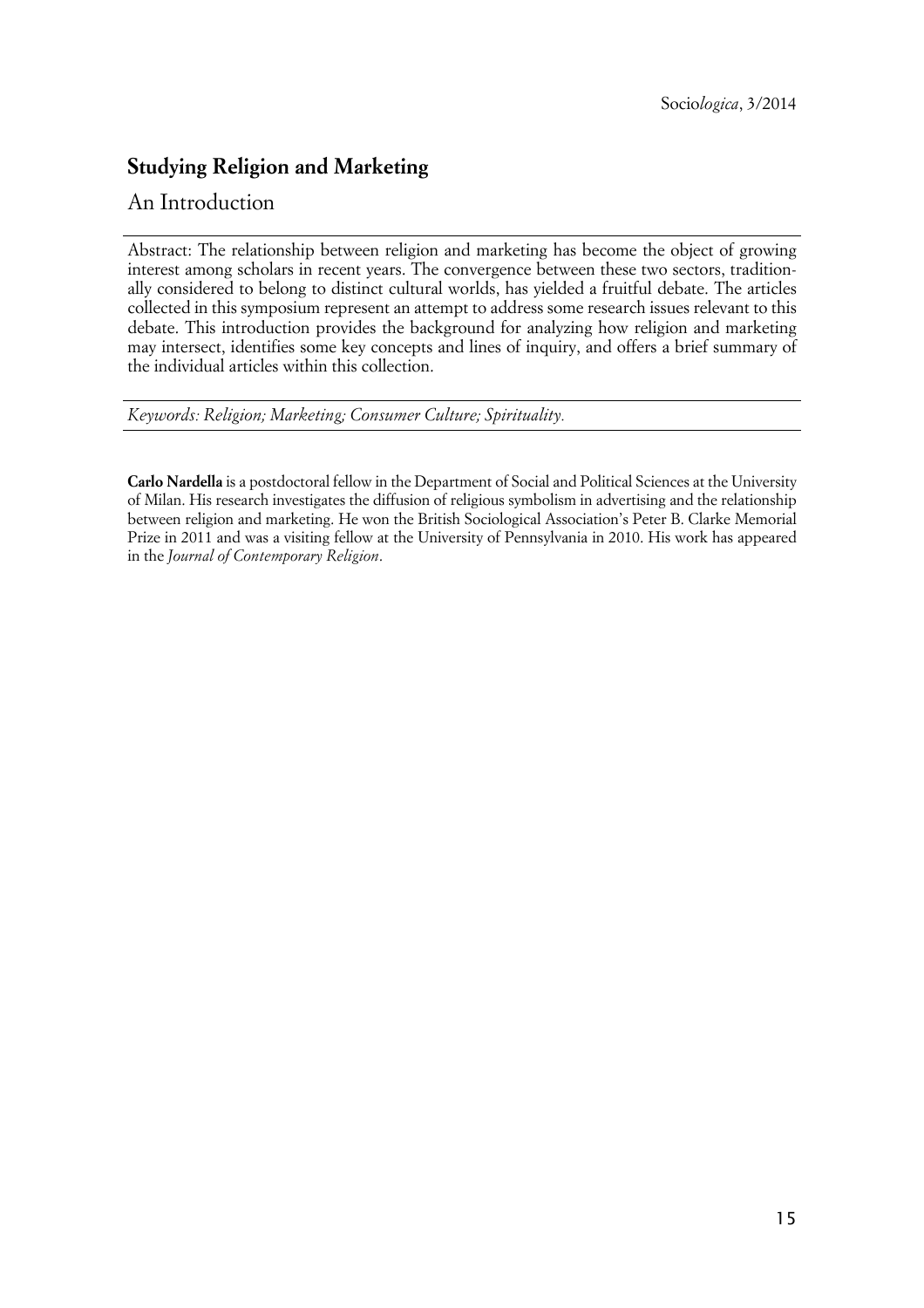## Studying Religion and Marketing

An Introduction

Abstract: The relationship between religion and marketing has become the object of growing interest among scholars in recent years. The convergence between these two sectors, traditionally considered to belong to distinct cultural worlds, has yielded a fruitful debate. The articles collected in this symposium represent an attempt to address some research issues relevant to this debate. This introduction provides the background for analyzing how religion and marketing may intersect, identifies some key concepts and lines of inquiry, and offers a brief summary of the individual articles within this collection.

*Keywords: Religion; Marketing; Consumer Culture; Spirituality.*

**Carlo Nardella** is a postdoctoral fellow in the Department of Social and Political Sciences at the University of Milan. His research investigates the diffusion of religious symbolism in advertising and the relationship between religion and marketing. He won the British Sociological Association's Peter B. Clarke Memorial Prize in 2011 and was a visiting fellow at the University of Pennsylvania in 2010. His work has appeared in the *Journal of Contemporary Religion*.